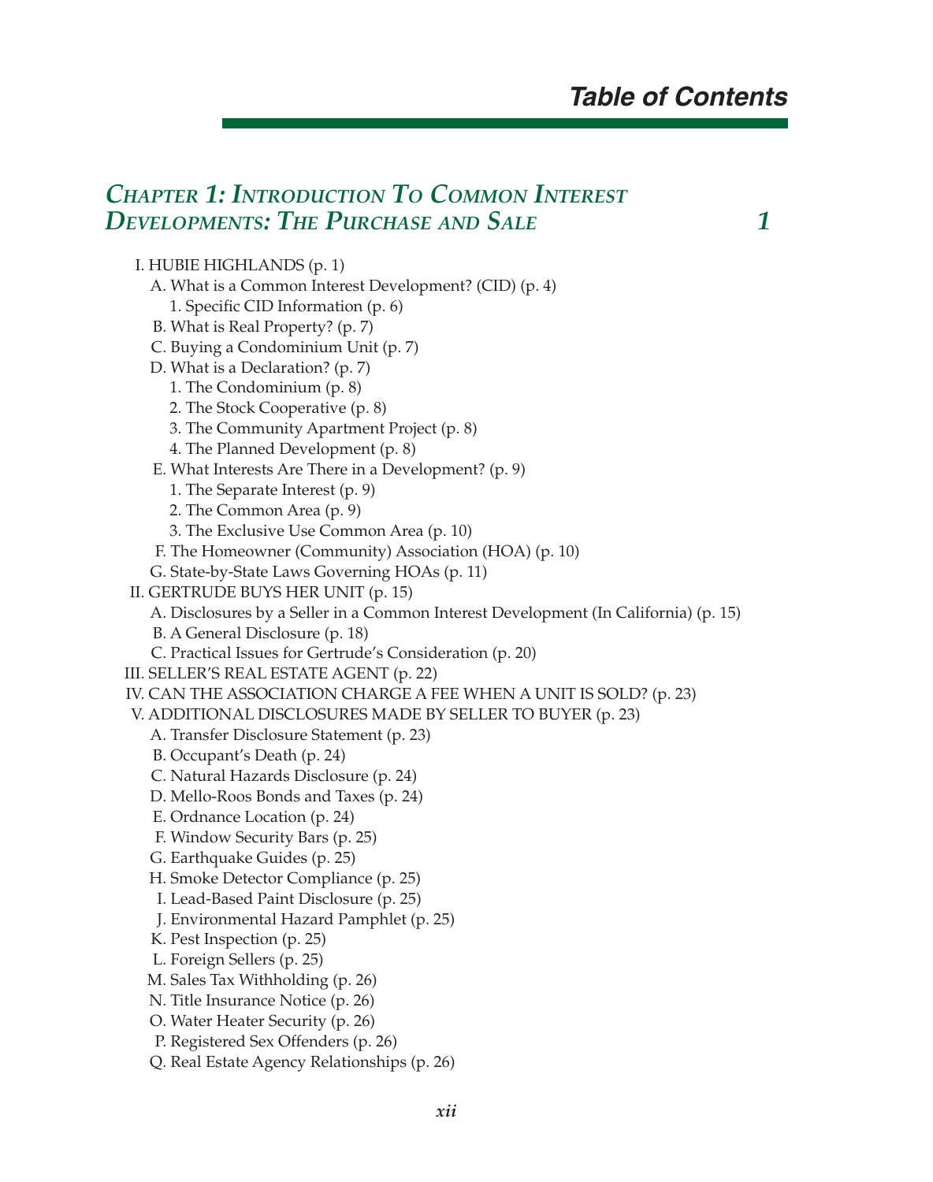# Table of Contents

## Chapter 1: Introduction To Common Interest Developments: The Purchase and Sale — 1

- I. HUBIE HIGHLANDS (p. 1)
  - A. What is a Common Interest Development? (CID) (p. 4)
    - 1. Specific CID Information (p. 6)
  - B. What is Real Property? (p. 7)
  - C. Buying a Condominium Unit (p. 7)
  - D. What is a Declaration? (p. 7)
    - 1. The Condominium (p. 8)
    - 2. The Stock Cooperative (p. 8)
    - 3. The Community Apartment Project (p. 8)
    - 4. The Planned Development (p. 8)
  - E. What Interests Are There in a Development? (p. 9)
    - 1. The Separate Interest (p. 9)
    - 2. The Common Area (p. 9)
    - 3. The Exclusive Use Common Area (p. 10)
  - F. The Homeowner (Community) Association (HOA) (p. 10)
  - G. State-by-State Laws Governing HOAs (p. 11)
- II. GERTRUDE BUYS HER UNIT (p. 15)
  - A. Disclosures by a Seller in a Common Interest Development (In California) (p. 15)
  - B. A General Disclosure (p. 18)
  - C. Practical Issues for Gertrude's Consideration (p. 20)
- III. SELLER'S REAL ESTATE AGENT (p. 22)
- IV. CAN THE ASSOCIATION CHARGE A FEE WHEN A UNIT IS SOLD? (p. 23)
- V. ADDITIONAL DISCLOSURES MADE BY SELLER TO BUYER (p. 23)
  - A. Transfer Disclosure Statement (p. 23)
  - B. Occupant's Death (p. 24)
  - C. Natural Hazards Disclosure (p. 24)
  - D. Mello-Roos Bonds and Taxes (p. 24)
  - E. Ordnance Location (p. 24)
  - F. Window Security Bars (p. 25)
  - G. Earthquake Guides (p. 25)
  - H. Smoke Detector Compliance (p. 25)
  - I. Lead-Based Paint Disclosure (p. 25)
  - J. Environmental Hazard Pamphlet (p. 25)
  - K. Pest Inspection (p. 25)
  - L. Foreign Sellers (p. 25)
  - M. Sales Tax Withholding (p. 26)
  - N. Title Insurance Notice (p. 26)
  - O. Water Heater Security (p. 26)
  - P. Registered Sex Offenders (p. 26)
  - Q. Real Estate Agency Relationships (p. 26)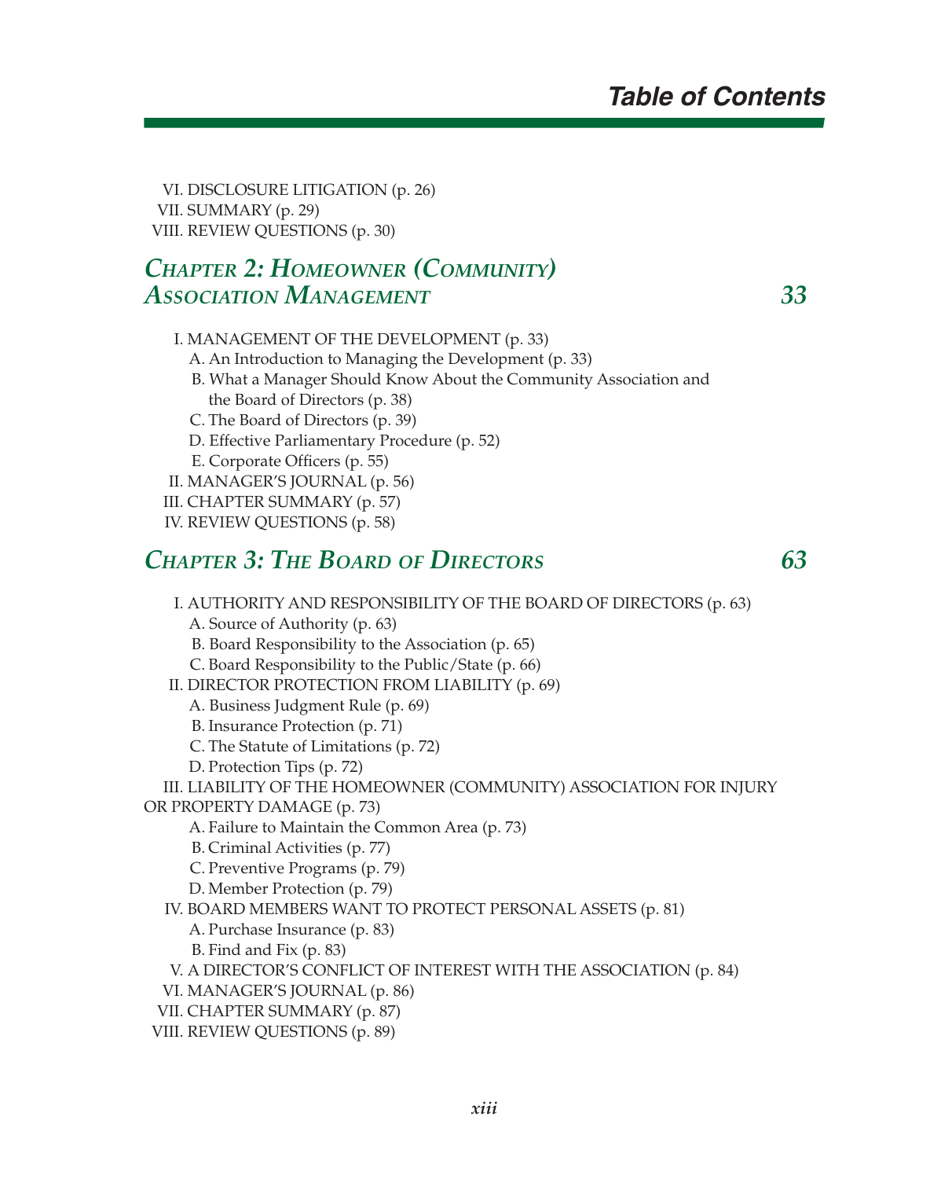VI. DISCLOSURE LITIGATION (p. 26)
VII. SUMMARY (p. 29)
VIII. REVIEW QUESTIONS (p. 30)

## *Chapter 2: Homeowner (Community) Association Management* — *33*

I. MANAGEMENT OF THE DEVELOPMENT (p. 33)
- A. An Introduction to Managing the Development (p. 33)
- B. What a Manager Should Know About the Community Association and the Board of Directors (p. 38)
- C. The Board of Directors (p. 39)
- D. Effective Parliamentary Procedure (p. 52)
- E. Corporate Officers (p. 55)

II. MANAGER'S JOURNAL (p. 56)
III. CHAPTER SUMMARY (p. 57)
IV. REVIEW QUESTIONS (p. 58)

## *Chapter 3: The Board of Directors* — *63*

I. AUTHORITY AND RESPONSIBILITY OF THE BOARD OF DIRECTORS (p. 63)
- A. Source of Authority (p. 63)
- B. Board Responsibility to the Association (p. 65)
- C. Board Responsibility to the Public/State (p. 66)

II. DIRECTOR PROTECTION FROM LIABILITY (p. 69)
- A. Business Judgment Rule (p. 69)
- B. Insurance Protection (p. 71)
- C. The Statute of Limitations (p. 72)
- D. Protection Tips (p. 72)

III. LIABILITY OF THE HOMEOWNER (COMMUNITY) ASSOCIATION FOR INJURY OR PROPERTY DAMAGE (p. 73)
- A. Failure to Maintain the Common Area (p. 73)
- B. Criminal Activities (p. 77)
- C. Preventive Programs (p. 79)
- D. Member Protection (p. 79)

IV. BOARD MEMBERS WANT TO PROTECT PERSONAL ASSETS (p. 81)
- A. Purchase Insurance (p. 83)
- B. Find and Fix (p. 83)

V. A DIRECTOR'S CONFLICT OF INTEREST WITH THE ASSOCIATION (p. 84)
VI. MANAGER'S JOURNAL (p. 86)
VII. CHAPTER SUMMARY (p. 87)
VIII. REVIEW QUESTIONS (p. 89)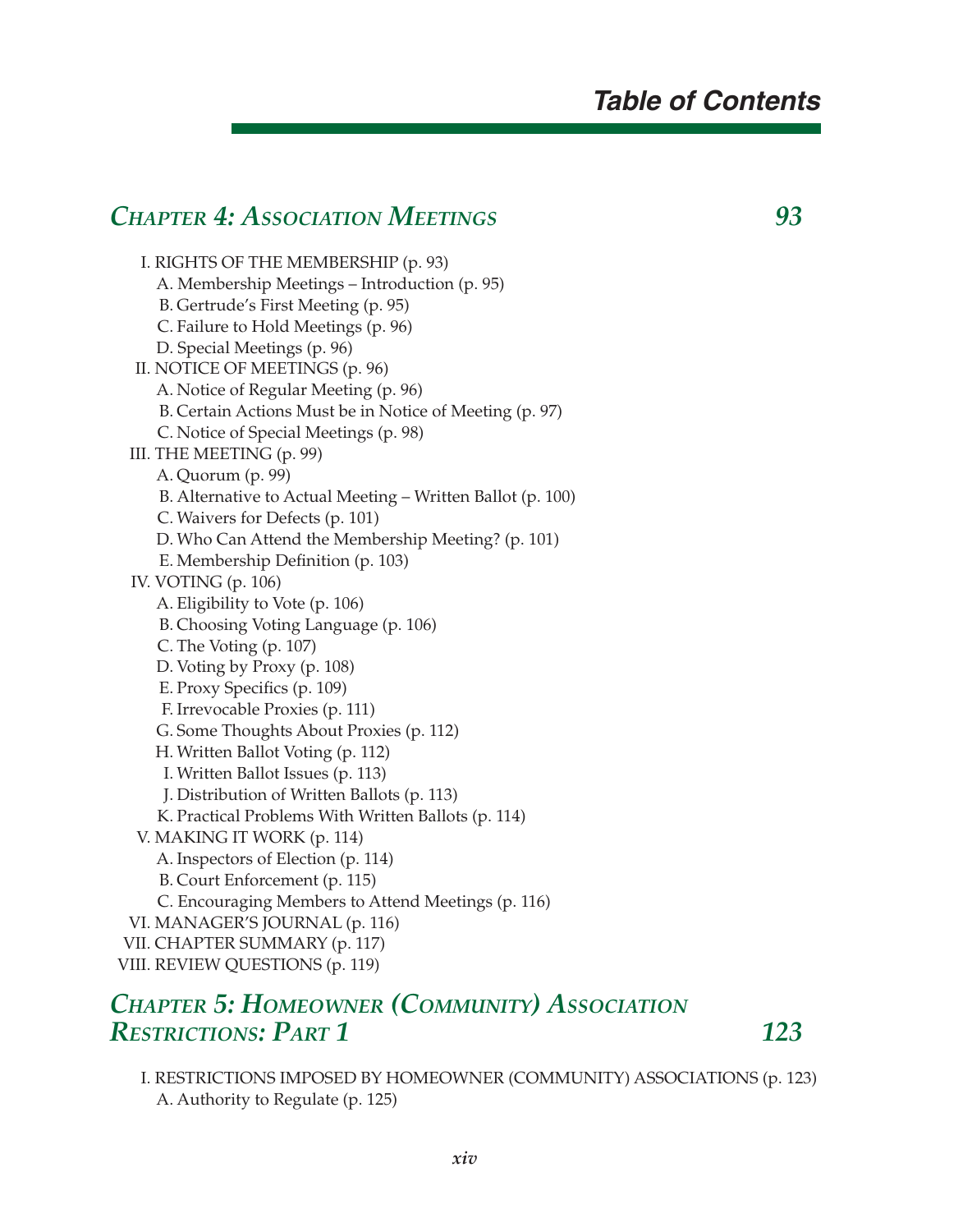# *Table of Contents*

## *CHAPTER 4: ASSOCIATION MEETINGS* 93

I. RIGHTS OF THE MEMBERSHIP (p. 93)
- A. Membership Meetings – Introduction (p. 95)
- B. Gertrude's First Meeting (p. 95)
- C. Failure to Hold Meetings (p. 96)
- D. Special Meetings (p. 96)

II. NOTICE OF MEETINGS (p. 96)
- A. Notice of Regular Meeting (p. 96)
- B. Certain Actions Must be in Notice of Meeting (p. 97)
- C. Notice of Special Meetings (p. 98)

III. THE MEETING (p. 99)
- A. Quorum (p. 99)
- B. Alternative to Actual Meeting – Written Ballot (p. 100)
- C. Waivers for Defects (p. 101)
- D. Who Can Attend the Membership Meeting? (p. 101)
- E. Membership Definition (p. 103)

IV. VOTING (p. 106)
- A. Eligibility to Vote (p. 106)
- B. Choosing Voting Language (p. 106)
- C. The Voting (p. 107)
- D. Voting by Proxy (p. 108)
- E. Proxy Specifics (p. 109)
- F. Irrevocable Proxies (p. 111)
- G. Some Thoughts About Proxies (p. 112)
- H. Written Ballot Voting (p. 112)
- I. Written Ballot Issues (p. 113)
- J. Distribution of Written Ballots (p. 113)
- K. Practical Problems With Written Ballots (p. 114)

V. MAKING IT WORK (p. 114)
- A. Inspectors of Election (p. 114)
- B. Court Enforcement (p. 115)
- C. Encouraging Members to Attend Meetings (p. 116)

VI. MANAGER'S JOURNAL (p. 116)

VII. CHAPTER SUMMARY (p. 117)

VIII. REVIEW QUESTIONS (p. 119)

## *CHAPTER 5: HOMEOWNER (COMMUNITY) ASSOCIATION RESTRICTIONS: PART 1* 123

I. RESTRICTIONS IMPOSED BY HOMEOWNER (COMMUNITY) ASSOCIATIONS (p. 123)
- A. Authority to Regulate (p. 125)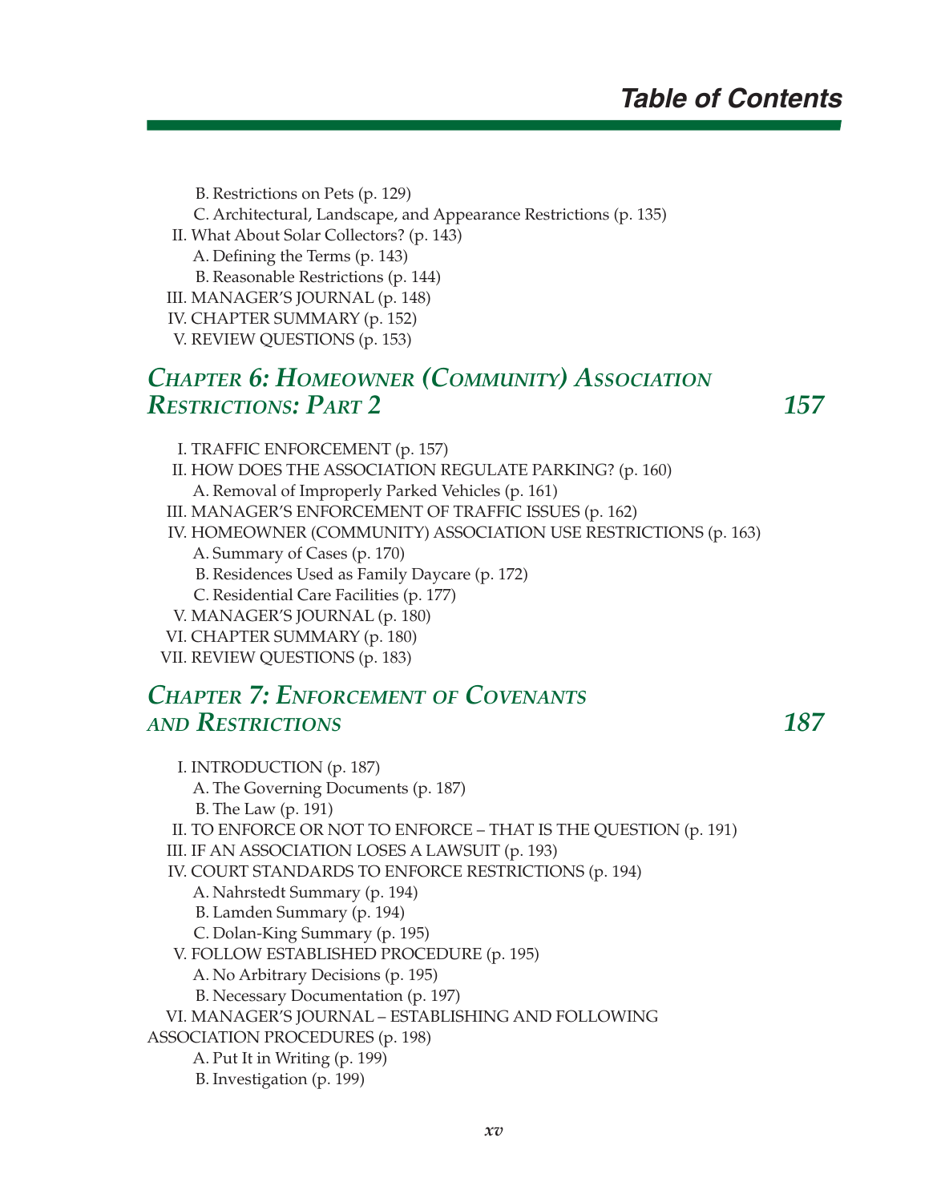B. Restrictions on Pets (p. 129)
C. Architectural, Landscape, and Appearance Restrictions (p. 135)
II. What About Solar Collectors? (p. 143)
A. Defining the Terms (p. 143)
B. Reasonable Restrictions (p. 144)
III. MANAGER'S JOURNAL (p. 148)
IV. CHAPTER SUMMARY (p. 152)
V. REVIEW QUESTIONS (p. 153)

## *Chapter 6: Homeowner (Community) Association Restrictions: Part 2* — *157*

I. TRAFFIC ENFORCEMENT (p. 157)
II. HOW DOES THE ASSOCIATION REGULATE PARKING? (p. 160)
A. Removal of Improperly Parked Vehicles (p. 161)
III. MANAGER'S ENFORCEMENT OF TRAFFIC ISSUES (p. 162)
IV. HOMEOWNER (COMMUNITY) ASSOCIATION USE RESTRICTIONS (p. 163)
A. Summary of Cases (p. 170)
B. Residences Used as Family Daycare (p. 172)
C. Residential Care Facilities (p. 177)
V. MANAGER'S JOURNAL (p. 180)
VI. CHAPTER SUMMARY (p. 180)
VII. REVIEW QUESTIONS (p. 183)

## *Chapter 7: Enforcement of Covenants and Restrictions* — *187*

I. INTRODUCTION (p. 187)
A. The Governing Documents (p. 187)
B. The Law (p. 191)
II. TO ENFORCE OR NOT TO ENFORCE – THAT IS THE QUESTION (p. 191)
III. IF AN ASSOCIATION LOSES A LAWSUIT (p. 193)
IV. COURT STANDARDS TO ENFORCE RESTRICTIONS (p. 194)
A. Nahrstedt Summary (p. 194)
B. Lamden Summary (p. 194)
C. Dolan-King Summary (p. 195)
V. FOLLOW ESTABLISHED PROCEDURE (p. 195)
A. No Arbitrary Decisions (p. 195)
B. Necessary Documentation (p. 197)
VI. MANAGER'S JOURNAL – ESTABLISHING AND FOLLOWING ASSOCIATION PROCEDURES (p. 198)
A. Put It in Writing (p. 199)
B. Investigation (p. 199)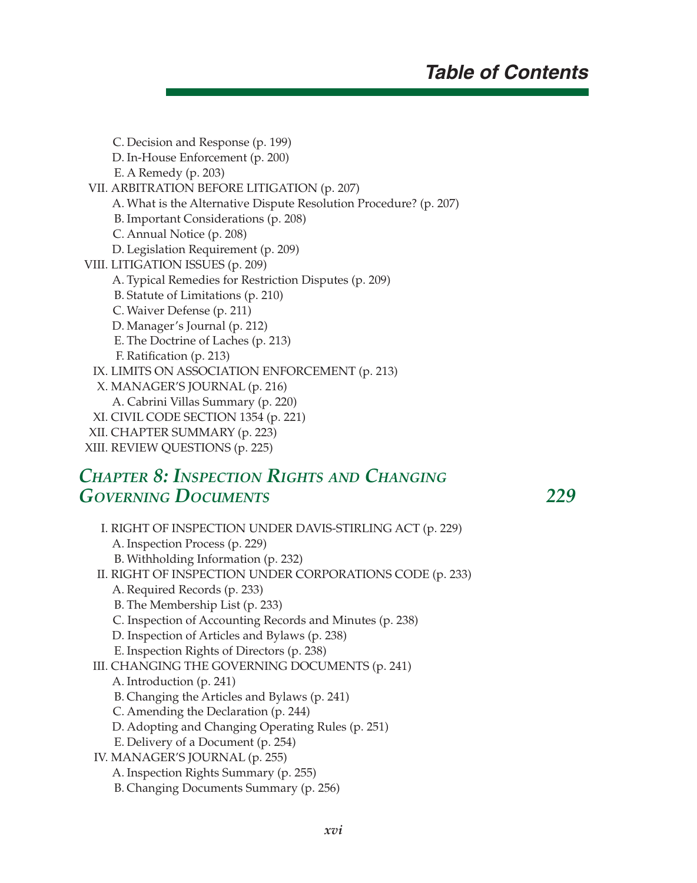# Table of Contents

- C. Decision and Response (p. 199)
- D. In-House Enforcement (p. 200)
- E. A Remedy (p. 203)

VII. ARBITRATION BEFORE LITIGATION (p. 207)

- A. What is the Alternative Dispute Resolution Procedure? (p. 207)
- B. Important Considerations (p. 208)
- C. Annual Notice (p. 208)
- D. Legislation Requirement (p. 209)

VIII. LITIGATION ISSUES (p. 209)

- A. Typical Remedies for Restriction Disputes (p. 209)
- B. Statute of Limitations (p. 210)
- C. Waiver Defense (p. 211)
- D. Manager's Journal (p. 212)
- E. The Doctrine of Laches (p. 213)
- F. Ratification (p. 213)

IX. LIMITS ON ASSOCIATION ENFORCEMENT (p. 213)

X. MANAGER'S JOURNAL (p. 216)

- A. Cabrini Villas Summary (p. 220)

XI. CIVIL CODE SECTION 1354 (p. 221)

XII. CHAPTER SUMMARY (p. 223)

XIII. REVIEW QUESTIONS (p. 225)

## *Chapter 8: Inspection Rights and Changing Governing Documents* — *229*

I. RIGHT OF INSPECTION UNDER DAVIS-STIRLING ACT (p. 229)

- A. Inspection Process (p. 229)
- B. Withholding Information (p. 232)

II. RIGHT OF INSPECTION UNDER CORPORATIONS CODE (p. 233)

- A. Required Records (p. 233)
- B. The Membership List (p. 233)
- C. Inspection of Accounting Records and Minutes (p. 238)
- D. Inspection of Articles and Bylaws (p. 238)
- E. Inspection Rights of Directors (p. 238)

III. CHANGING THE GOVERNING DOCUMENTS (p. 241)

- A. Introduction (p. 241)
- B. Changing the Articles and Bylaws (p. 241)
- C. Amending the Declaration (p. 244)
- D. Adopting and Changing Operating Rules (p. 251)
- E. Delivery of a Document (p. 254)

IV. MANAGER'S JOURNAL (p. 255)

- A. Inspection Rights Summary (p. 255)
- B. Changing Documents Summary (p. 256)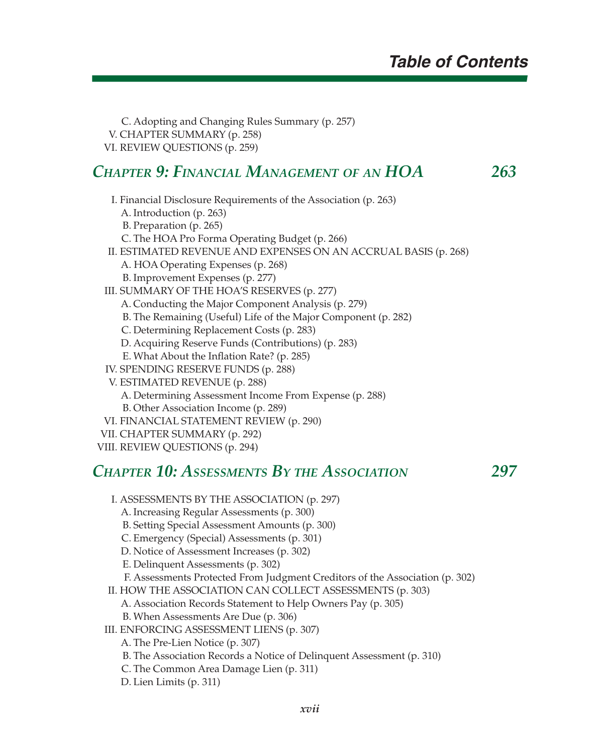C. Adopting and Changing Rules Summary (p. 257)
V. CHAPTER SUMMARY (p. 258)
VI. REVIEW QUESTIONS (p. 259)

## *CHAPTER 9: FINANCIAL MANAGEMENT OF AN HOA* 263

I. Financial Disclosure Requirements of the Association (p. 263)
- A. Introduction (p. 263)
- B. Preparation (p. 265)
- C. The HOA Pro Forma Operating Budget (p. 266)

II. ESTIMATED REVENUE AND EXPENSES ON AN ACCRUAL BASIS (p. 268)
- A. HOA Operating Expenses (p. 268)
- B. Improvement Expenses (p. 277)

III. SUMMARY OF THE HOA'S RESERVES (p. 277)
- A. Conducting the Major Component Analysis (p. 279)
- B. The Remaining (Useful) Life of the Major Component (p. 282)
- C. Determining Replacement Costs (p. 283)
- D. Acquiring Reserve Funds (Contributions) (p. 283)
- E. What About the Inflation Rate? (p. 285)

IV. SPENDING RESERVE FUNDS (p. 288)

V. ESTIMATED REVENUE (p. 288)
- A. Determining Assessment Income From Expense (p. 288)
- B. Other Association Income (p. 289)

VI. FINANCIAL STATEMENT REVIEW (p. 290)

VII. CHAPTER SUMMARY (p. 292)

VIII. REVIEW QUESTIONS (p. 294)

## *CHAPTER 10: ASSESSMENTS BY THE ASSOCIATION* 297

I. ASSESSMENTS BY THE ASSOCIATION (p. 297)
- A. Increasing Regular Assessments (p. 300)
- B. Setting Special Assessment Amounts (p. 300)
- C. Emergency (Special) Assessments (p. 301)
- D. Notice of Assessment Increases (p. 302)
- E. Delinquent Assessments (p. 302)
- F. Assessments Protected From Judgment Creditors of the Association (p. 302)

II. HOW THE ASSOCIATION CAN COLLECT ASSESSMENTS (p. 303)
- A. Association Records Statement to Help Owners Pay (p. 305)
- B. When Assessments Are Due (p. 306)

III. ENFORCING ASSESSMENT LIENS (p. 307)
- A. The Pre-Lien Notice (p. 307)
- B. The Association Records a Notice of Delinquent Assessment (p. 310)
- C. The Common Area Damage Lien (p. 311)
- D. Lien Limits (p. 311)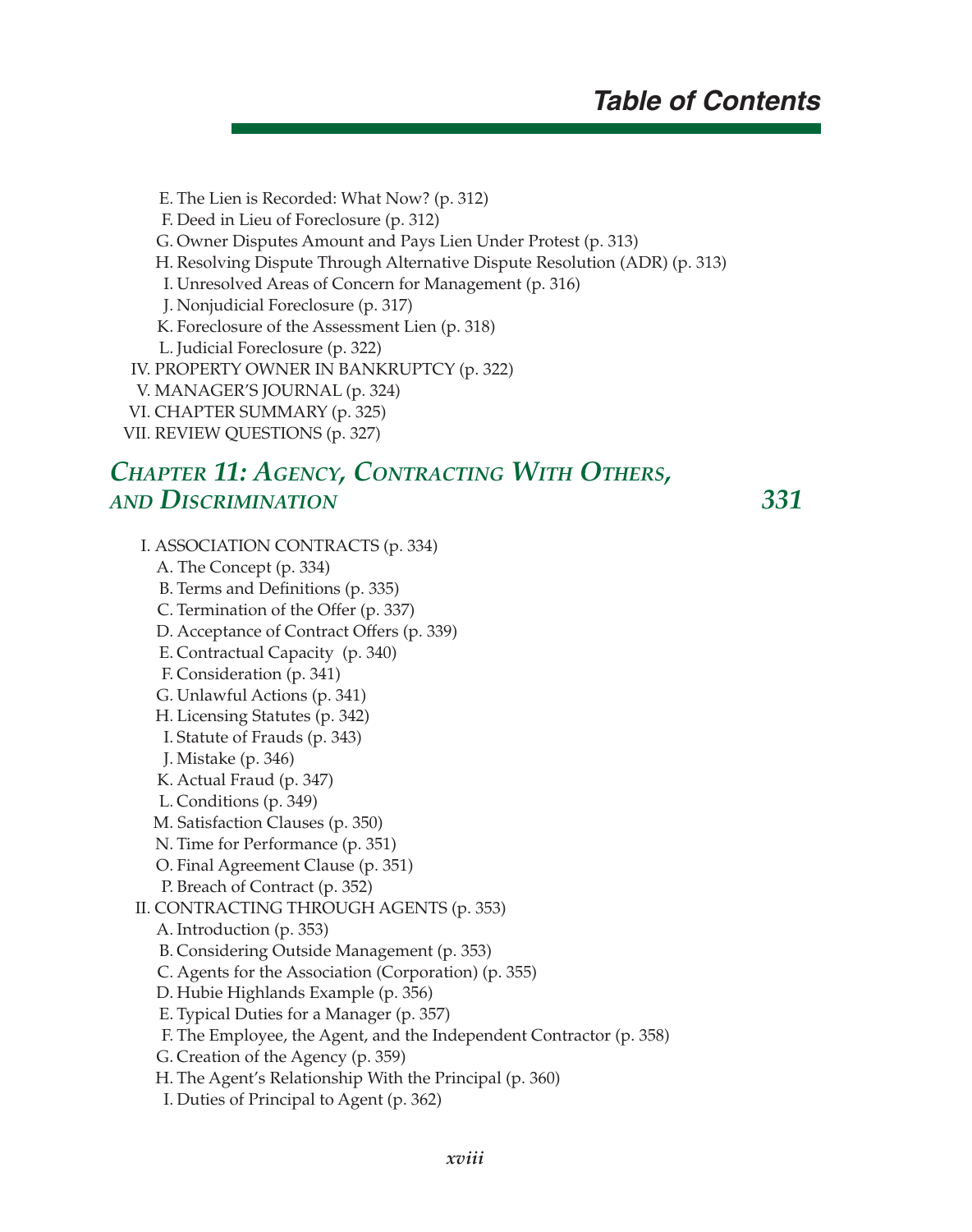E. The Lien is Recorded: What Now? (p. 312)
F. Deed in Lieu of Foreclosure (p. 312)
G. Owner Disputes Amount and Pays Lien Under Protest (p. 313)
H. Resolving Dispute Through Alternative Dispute Resolution (ADR) (p. 313)
I. Unresolved Areas of Concern for Management (p. 316)
J. Nonjudicial Foreclosure (p. 317)
K. Foreclosure of the Assessment Lien (p. 318)
L. Judicial Foreclosure (p. 322)

IV. PROPERTY OWNER IN BANKRUPTCY (p. 322)
V. MANAGER'S JOURNAL (p. 324)
VI. CHAPTER SUMMARY (p. 325)
VII. REVIEW QUESTIONS (p. 327)

## *Chapter 11: Agency, Contracting With Others, and Discrimination* — *331*

I. ASSOCIATION CONTRACTS (p. 334)
A. The Concept (p. 334)
B. Terms and Definitions (p. 335)
C. Termination of the Offer (p. 337)
D. Acceptance of Contract Offers (p. 339)
E. Contractual Capacity (p. 340)
F. Consideration (p. 341)
G. Unlawful Actions (p. 341)
H. Licensing Statutes (p. 342)
I. Statute of Frauds (p. 343)
J. Mistake (p. 346)
K. Actual Fraud (p. 347)
L. Conditions (p. 349)
M. Satisfaction Clauses (p. 350)
N. Time for Performance (p. 351)
O. Final Agreement Clause (p. 351)
P. Breach of Contract (p. 352)

II. CONTRACTING THROUGH AGENTS (p. 353)
A. Introduction (p. 353)
B. Considering Outside Management (p. 353)
C. Agents for the Association (Corporation) (p. 355)
D. Hubie Highlands Example (p. 356)
E. Typical Duties for a Manager (p. 357)
F. The Employee, the Agent, and the Independent Contractor (p. 358)
G. Creation of the Agency (p. 359)
H. The Agent's Relationship With the Principal (p. 360)
I. Duties of Principal to Agent (p. 362)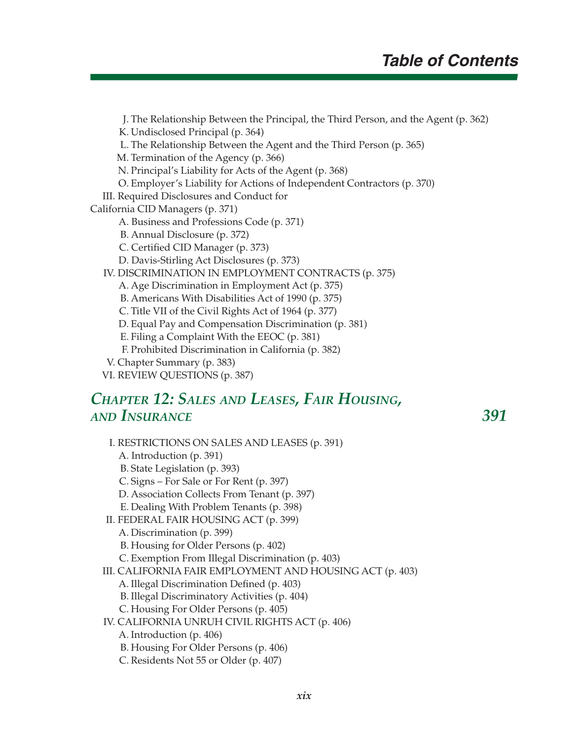J. The Relationship Between the Principal, the Third Person, and the Agent (p. 362)
K. Undisclosed Principal (p. 364)
L. The Relationship Between the Agent and the Third Person (p. 365)
M. Termination of the Agency (p. 366)
N. Principal's Liability for Acts of the Agent (p. 368)
O. Employer's Liability for Actions of Independent Contractors (p. 370)

III. Required Disclosures and Conduct for California CID Managers (p. 371)
A. Business and Professions Code (p. 371)
B. Annual Disclosure (p. 372)
C. Certified CID Manager (p. 373)
D. Davis-Stirling Act Disclosures (p. 373)

IV. DISCRIMINATION IN EMPLOYMENT CONTRACTS (p. 375)
A. Age Discrimination in Employment Act (p. 375)
B. Americans With Disabilities Act of 1990 (p. 375)
C. Title VII of the Civil Rights Act of 1964 (p. 377)
D. Equal Pay and Compensation Discrimination (p. 381)
E. Filing a Complaint With the EEOC (p. 381)
F. Prohibited Discrimination in California (p. 382)

V. Chapter Summary (p. 383)

VI. REVIEW QUESTIONS (p. 387)

## *Chapter 12: Sales and Leases, Fair Housing, and Insurance* — *391*

I. RESTRICTIONS ON SALES AND LEASES (p. 391)
A. Introduction (p. 391)
B. State Legislation (p. 393)
C. Signs – For Sale or For Rent (p. 397)
D. Association Collects From Tenant (p. 397)
E. Dealing With Problem Tenants (p. 398)

II. FEDERAL FAIR HOUSING ACT (p. 399)
A. Discrimination (p. 399)
B. Housing for Older Persons (p. 402)
C. Exemption From Illegal Discrimination (p. 403)

III. CALIFORNIA FAIR EMPLOYMENT AND HOUSING ACT (p. 403)
A. Illegal Discrimination Defined (p. 403)
B. Illegal Discriminatory Activities (p. 404)
C. Housing For Older Persons (p. 405)

IV. CALIFORNIA UNRUH CIVIL RIGHTS ACT (p. 406)
A. Introduction (p. 406)
B. Housing For Older Persons (p. 406)
C. Residents Not 55 or Older (p. 407)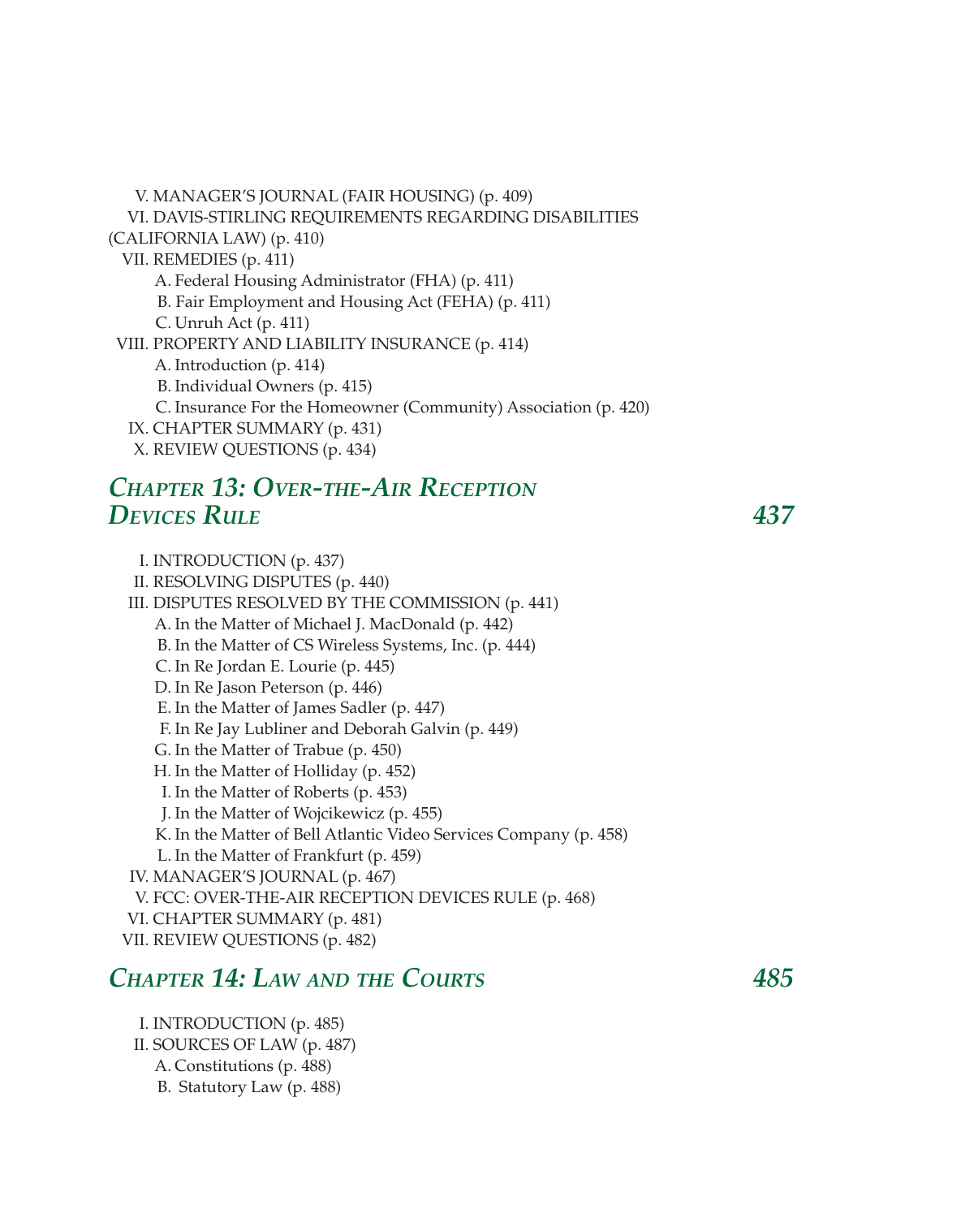V. MANAGER'S JOURNAL (FAIR HOUSING) (p. 409)
VI. DAVIS-STIRLING REQUIREMENTS REGARDING DISABILITIES (CALIFORNIA LAW) (p. 410)
VII. REMEDIES (p. 411)
- A. Federal Housing Administrator (FHA) (p. 411)
- B. Fair Employment and Housing Act (FEHA) (p. 411)
- C. Unruh Act (p. 411)

VIII. PROPERTY AND LIABILITY INSURANCE (p. 414)
- A. Introduction (p. 414)
- B. Individual Owners (p. 415)
- C. Insurance For the Homeowner (Community) Association (p. 420)

IX. CHAPTER SUMMARY (p. 431)
X. REVIEW QUESTIONS (p. 434)

## *CHAPTER 13: OVER-THE-AIR RECEPTION DEVICES RULE* — *437*

I. INTRODUCTION (p. 437)
II. RESOLVING DISPUTES (p. 440)
III. DISPUTES RESOLVED BY THE COMMISSION (p. 441)
- A. In the Matter of Michael J. MacDonald (p. 442)
- B. In the Matter of CS Wireless Systems, Inc. (p. 444)
- C. In Re Jordan E. Lourie (p. 445)
- D. In Re Jason Peterson (p. 446)
- E. In the Matter of James Sadler (p. 447)
- F. In Re Jay Lubliner and Deborah Galvin (p. 449)
- G. In the Matter of Trabue (p. 450)
- H. In the Matter of Holliday (p. 452)
- I. In the Matter of Roberts (p. 453)
- J. In the Matter of Wojcikewicz (p. 455)
- K. In the Matter of Bell Atlantic Video Services Company (p. 458)
- L. In the Matter of Frankfurt (p. 459)

IV. MANAGER'S JOURNAL (p. 467)
V. FCC: OVER-THE-AIR RECEPTION DEVICES RULE (p. 468)
VI. CHAPTER SUMMARY (p. 481)
VII. REVIEW QUESTIONS (p. 482)

## *CHAPTER 14: LAW AND THE COURTS* — *485*

I. INTRODUCTION (p. 485)
II. SOURCES OF LAW (p. 487)
- A. Constitutions (p. 488)
- B. Statutory Law (p. 488)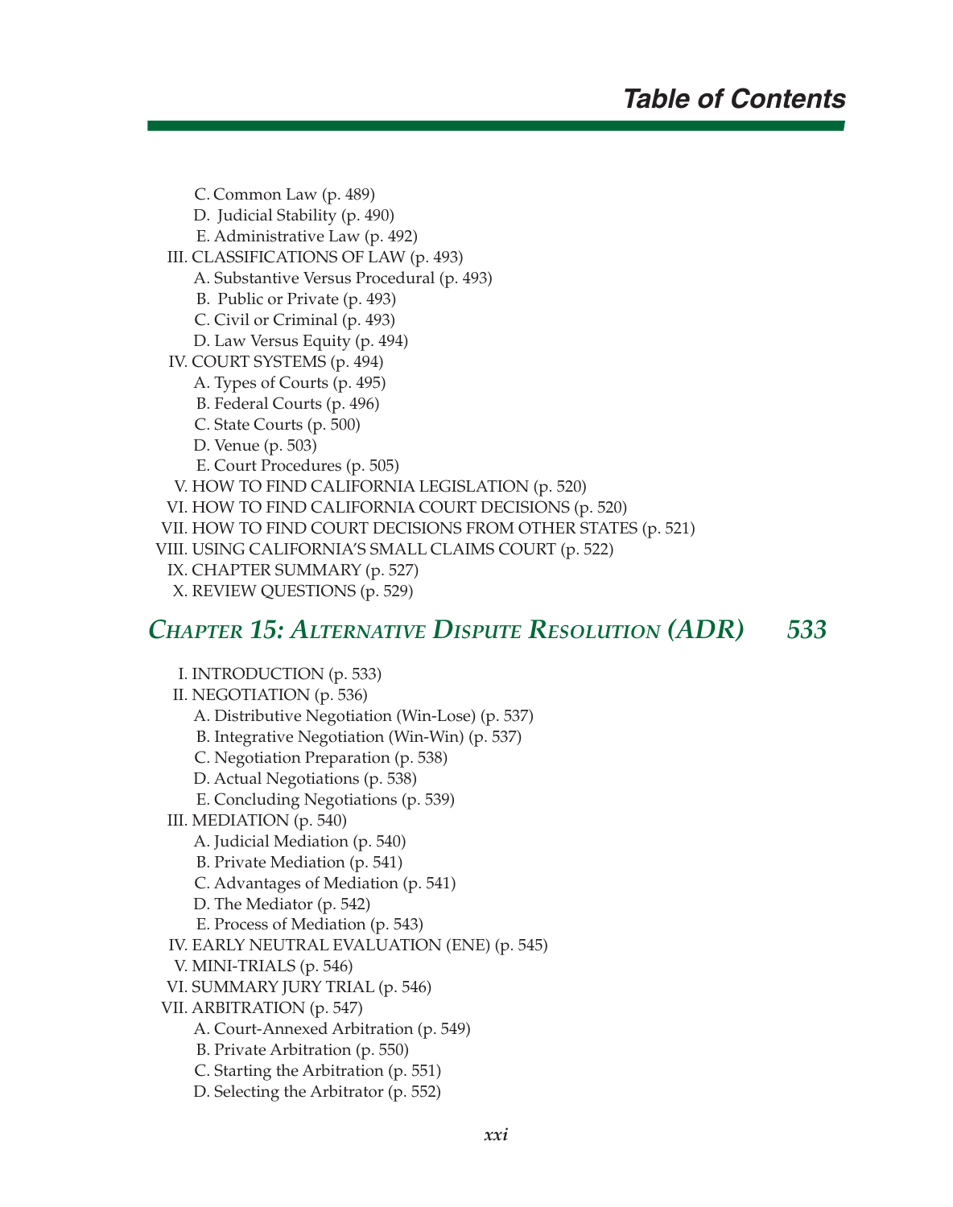C. Common Law (p. 489)
D. Judicial Stability (p. 490)
E. Administrative Law (p. 492)

III. CLASSIFICATIONS OF LAW (p. 493)
A. Substantive Versus Procedural (p. 493)
B. Public or Private (p. 493)
C. Civil or Criminal (p. 493)
D. Law Versus Equity (p. 494)

IV. COURT SYSTEMS (p. 494)
A. Types of Courts (p. 495)
B. Federal Courts (p. 496)
C. State Courts (p. 500)
D. Venue (p. 503)
E. Court Procedures (p. 505)

V. HOW TO FIND CALIFORNIA LEGISLATION (p. 520)

VI. HOW TO FIND CALIFORNIA COURT DECISIONS (p. 520)

VII. HOW TO FIND COURT DECISIONS FROM OTHER STATES (p. 521)

VIII. USING CALIFORNIA'S SMALL CLAIMS COURT (p. 522)

IX. CHAPTER SUMMARY (p. 527)

X. REVIEW QUESTIONS (p. 529)

## *CHAPTER 15: ALTERNATIVE DISPUTE RESOLUTION (ADR)* *533*

I. INTRODUCTION (p. 533)

II. NEGOTIATION (p. 536)
A. Distributive Negotiation (Win-Lose) (p. 537)
B. Integrative Negotiation (Win-Win) (p. 537)
C. Negotiation Preparation (p. 538)
D. Actual Negotiations (p. 538)
E. Concluding Negotiations (p. 539)

III. MEDIATION (p. 540)
A. Judicial Mediation (p. 540)
B. Private Mediation (p. 541)
C. Advantages of Mediation (p. 541)
D. The Mediator (p. 542)
E. Process of Mediation (p. 543)

IV. EARLY NEUTRAL EVALUATION (ENE) (p. 545)

V. MINI-TRIALS (p. 546)

VI. SUMMARY JURY TRIAL (p. 546)

VII. ARBITRATION (p. 547)
A. Court-Annexed Arbitration (p. 549)
B. Private Arbitration (p. 550)
C. Starting the Arbitration (p. 551)
D. Selecting the Arbitrator (p. 552)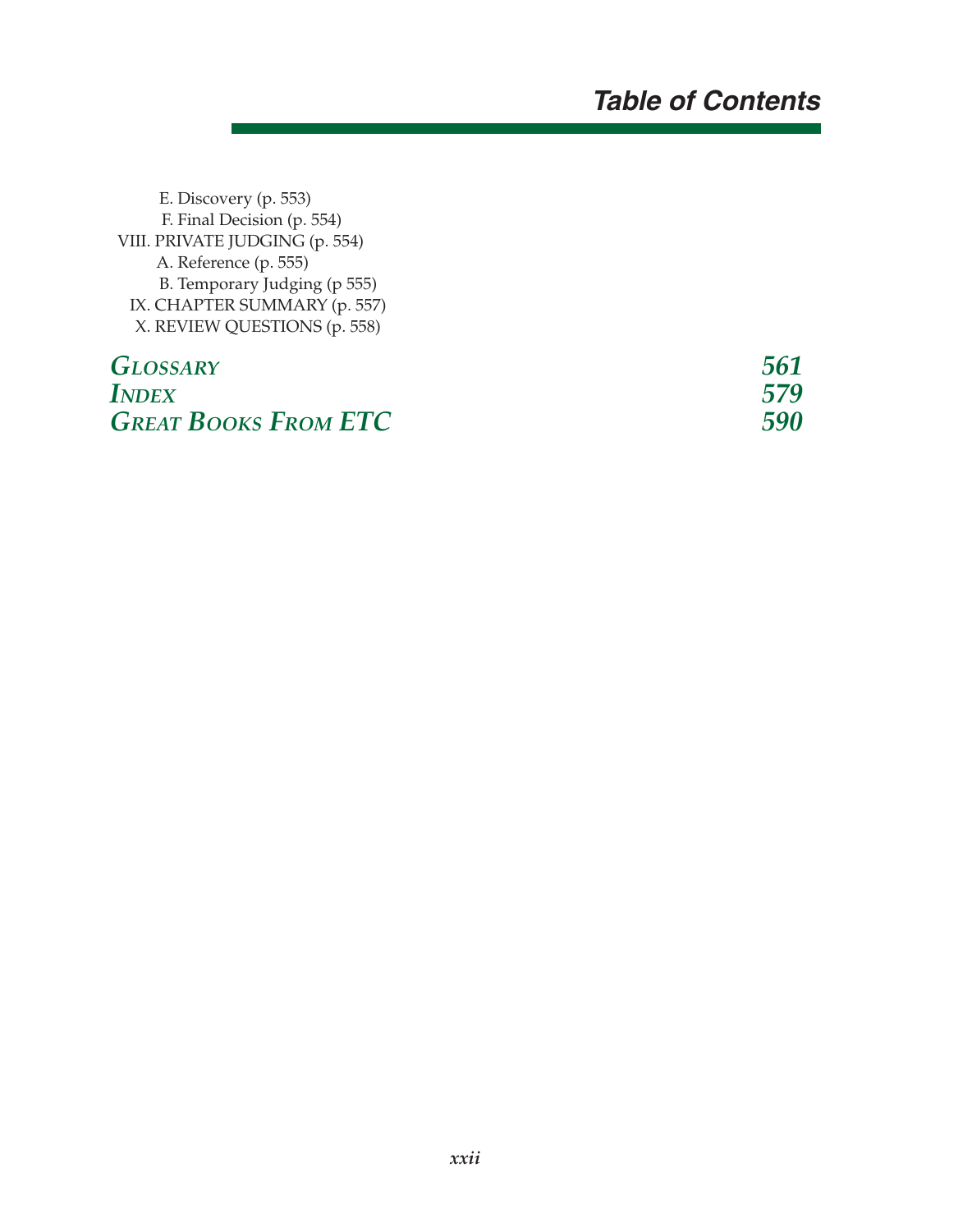E. Discovery (p. 553)
F. Final Decision (p. 554)
VIII. PRIVATE JUDGING (p. 554)
A. Reference (p. 555)
B. Temporary Judging (p 555)
IX. CHAPTER SUMMARY (p. 557)
X. REVIEW QUESTIONS (p. 558)

***GLOSSARY*** ***561***
***INDEX*** ***579***
***GREAT BOOKS FROM ETC*** ***590***